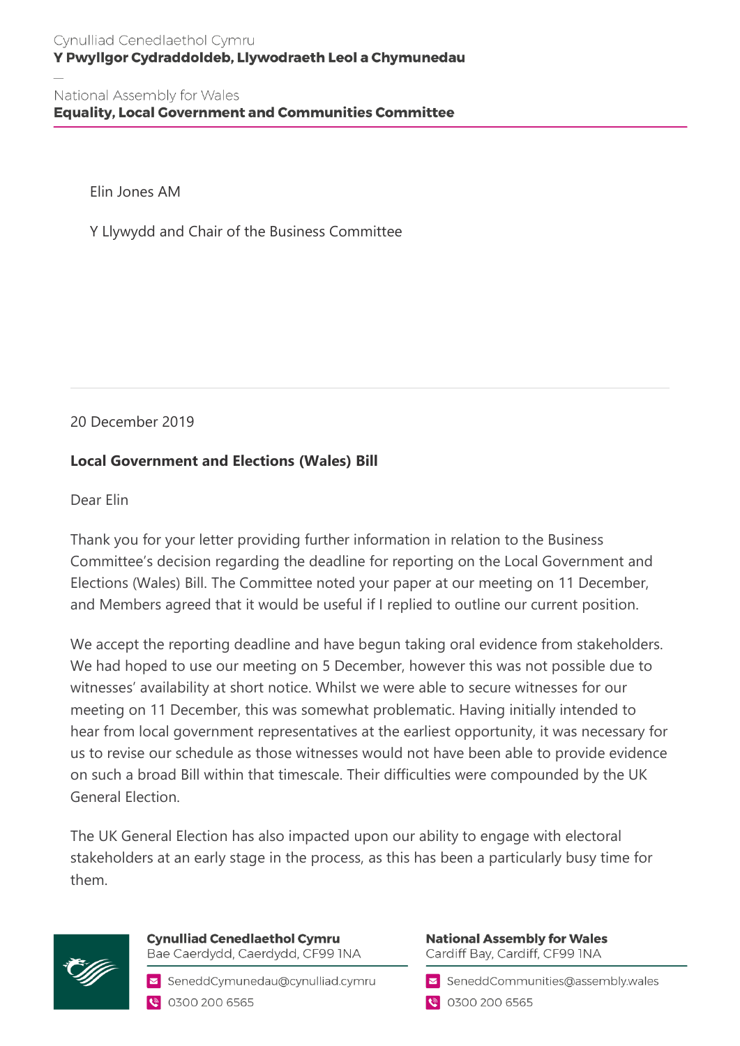Cynulliad Cenedlaethol Cymru
**Y Pwyllgor Cydraddoldeb, Llywodraeth Leol a Chymunedau**

National Assembly for Wales
**Equality, Local Government and Communities Committee**

Elin Jones AM

Y Llywydd and Chair of the Business Committee

20 December 2019

**Local Government and Elections (Wales) Bill**

Dear Elin

Thank you for your letter providing further information in relation to the Business Committee's decision regarding the deadline for reporting on the Local Government and Elections (Wales) Bill. The Committee noted your paper at our meeting on 11 December, and Members agreed that it would be useful if I replied to outline our current position.

We accept the reporting deadline and have begun taking oral evidence from stakeholders. We had hoped to use our meeting on 5 December, however this was not possible due to witnesses' availability at short notice. Whilst we were able to secure witnesses for our meeting on 11 December, this was somewhat problematic. Having initially intended to hear from local government representatives at the earliest opportunity, it was necessary for us to revise our schedule as those witnesses would not have been able to provide evidence on such a broad Bill within that timescale. Their difficulties were compounded by the UK General Election.

The UK General Election has also impacted upon our ability to engage with electoral stakeholders at an early stage in the process, as this has been a particularly busy time for them.

**Cynulliad Cenedlaethol Cymru**
Bae Caerdydd, Caerdydd, CF99 1NA
SeneddCymunedau@cynulliad.cymru
0300 200 6565

**National Assembly for Wales**
Cardiff Bay, Cardiff, CF99 1NA
SeneddCommunities@assembly.wales
0300 200 6565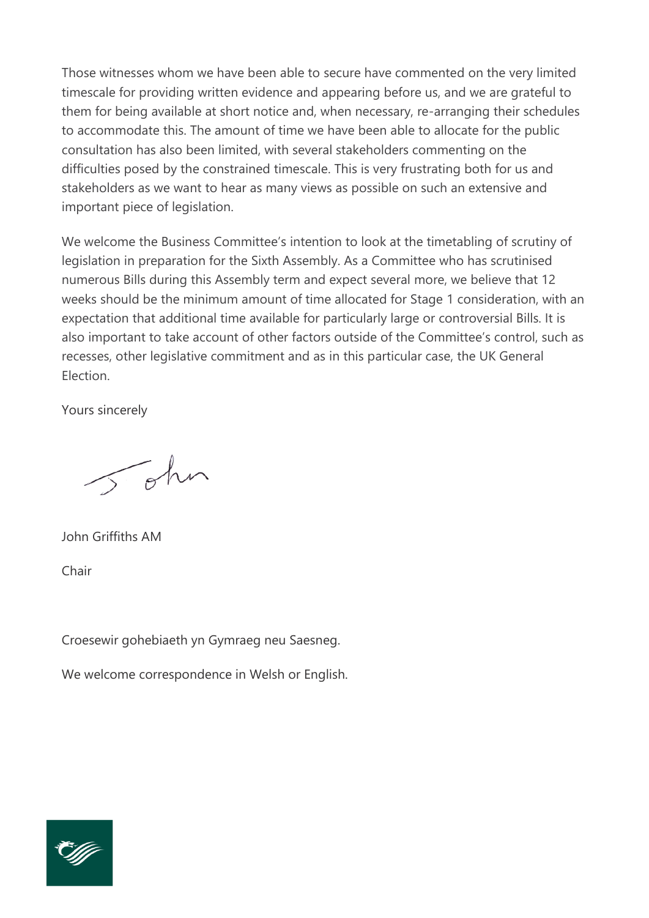Those witnesses whom we have been able to secure have commented on the very limited timescale for providing written evidence and appearing before us, and we are grateful to them for being available at short notice and, when necessary, re-arranging their schedules to accommodate this. The amount of time we have been able to allocate for the public consultation has also been limited, with several stakeholders commenting on the difficulties posed by the constrained timescale. This is very frustrating both for us and stakeholders as we want to hear as many views as possible on such an extensive and important piece of legislation.

We welcome the Business Committee's intention to look at the timetabling of scrutiny of legislation in preparation for the Sixth Assembly. As a Committee who has scrutinised numerous Bills during this Assembly term and expect several more, we believe that 12 weeks should be the minimum amount of time allocated for Stage 1 consideration, with an expectation that additional time available for particularly large or controversial Bills. It is also important to take account of other factors outside of the Committee's control, such as recesses, other legislative commitment and as in this particular case, the UK General Election.

Yours sincerely

John

John Griffiths AM

Chair

Croesewir gohebiaeth yn Gymraeg neu Saesneg.

We welcome correspondence in Welsh or English.